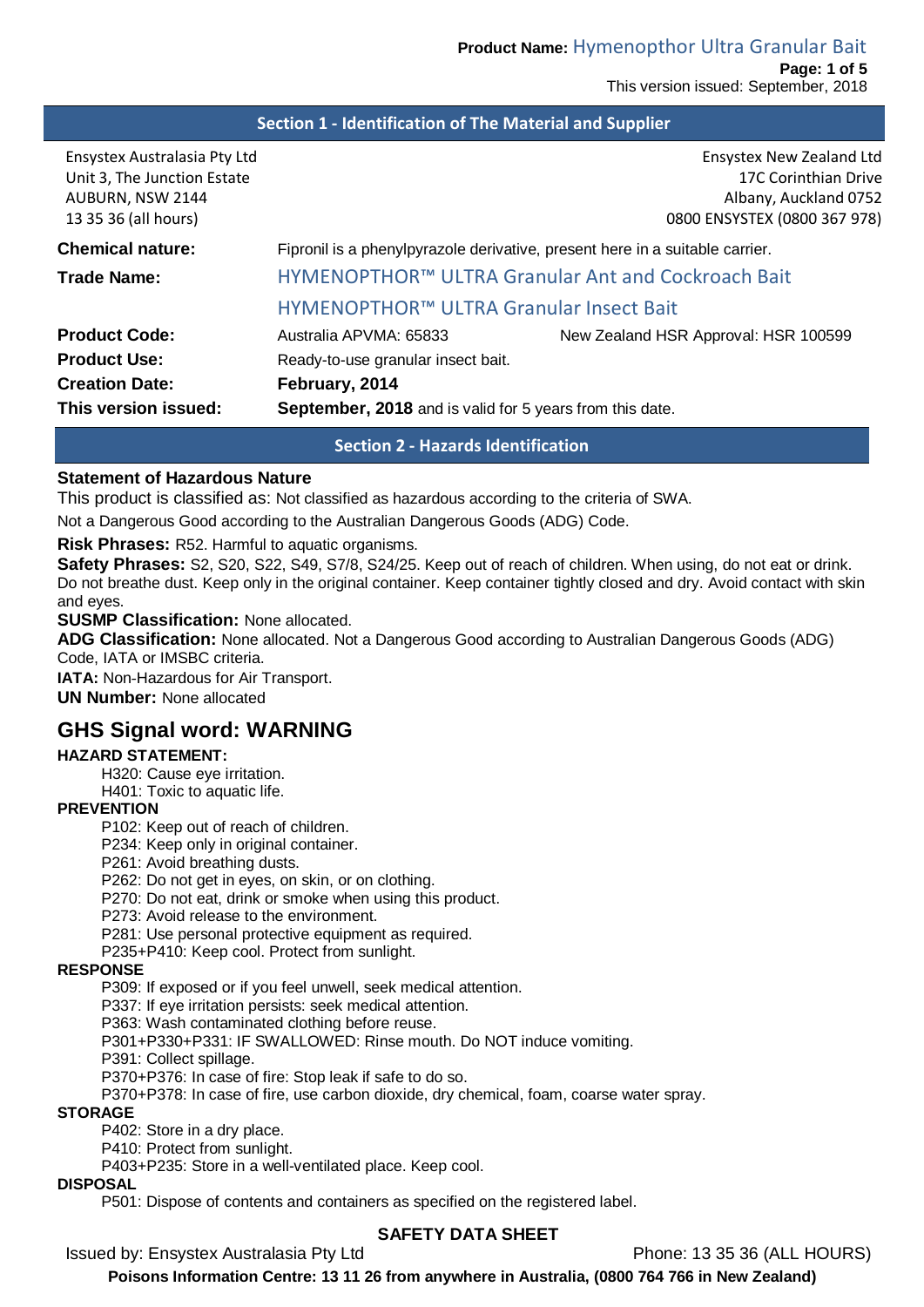## Section 1 - Identification of The Material and Supplier

Ensystex Australasia Pty Ltd
Unit 3, The Junction Estate
AUBURN, NSW 2144
13 35 36 (all hours)

Ensystex New Zealand Ltd
17C Corinthian Drive
Albany, Auckland 0752
0800 ENSYSTEX (0800 367 978)

**Chemical nature:** Fipronil is a phenylpyrazole derivative, present here in a suitable carrier.

**Trade Name:** HYMENOPTHOR™ ULTRA Granular Ant and Cockroach Bait
HYMENOPTHOR™ ULTRA Granular Insect Bait

**Product Code:** Australia APVMA: 65833 New Zealand HSR Approval: HSR 100599

**Product Use:** Ready-to-use granular insect bait.

**Creation Date:** **February, 2014**

**This version issued:** **September, 2018** and is valid for 5 years from this date.

## Section 2 - Hazards Identification

**Statement of Hazardous Nature**

This product is classified as: Not classified as hazardous according to the criteria of SWA.

Not a Dangerous Good according to the Australian Dangerous Goods (ADG) Code.

**Risk Phrases:** R52. Harmful to aquatic organisms.

**Safety Phrases:** S2, S20, S22, S49, S7/8, S24/25. Keep out of reach of children. When using, do not eat or drink. Do not breathe dust. Keep only in the original container. Keep container tightly closed and dry. Avoid contact with skin and eyes.

**SUSMP Classification:** None allocated.

**ADG Classification:** None allocated. Not a Dangerous Good according to Australian Dangerous Goods (ADG) Code, IATA or IMSBC criteria.

**IATA:** Non-Hazardous for Air Transport.

**UN Number:** None allocated

## GHS Signal word: WARNING

**HAZARD STATEMENT:**

H320: Cause eye irritation.
H401: Toxic to aquatic life.

**PREVENTION**

P102: Keep out of reach of children.
P234: Keep only in original container.
P261: Avoid breathing dusts.
P262: Do not get in eyes, on skin, or on clothing.
P270: Do not eat, drink or smoke when using this product.
P273: Avoid release to the environment.
P281: Use personal protective equipment as required.
P235+P410: Keep cool. Protect from sunlight.

**RESPONSE**

P309: If exposed or if you feel unwell, seek medical attention.
P337: If eye irritation persists: seek medical attention.
P363: Wash contaminated clothing before reuse.
P301+P330+P331: IF SWALLOWED: Rinse mouth. Do NOT induce vomiting.
P391: Collect spillage.
P370+P376: In case of fire: Stop leak if safe to do so.
P370+P378: In case of fire, use carbon dioxide, dry chemical, foam, coarse water spray.

**STORAGE**

P402: Store in a dry place.
P410: Protect from sunlight.
P403+P235: Store in a well-ventilated place. Keep cool.

**DISPOSAL**

P501: Dispose of contents and containers as specified on the registered label.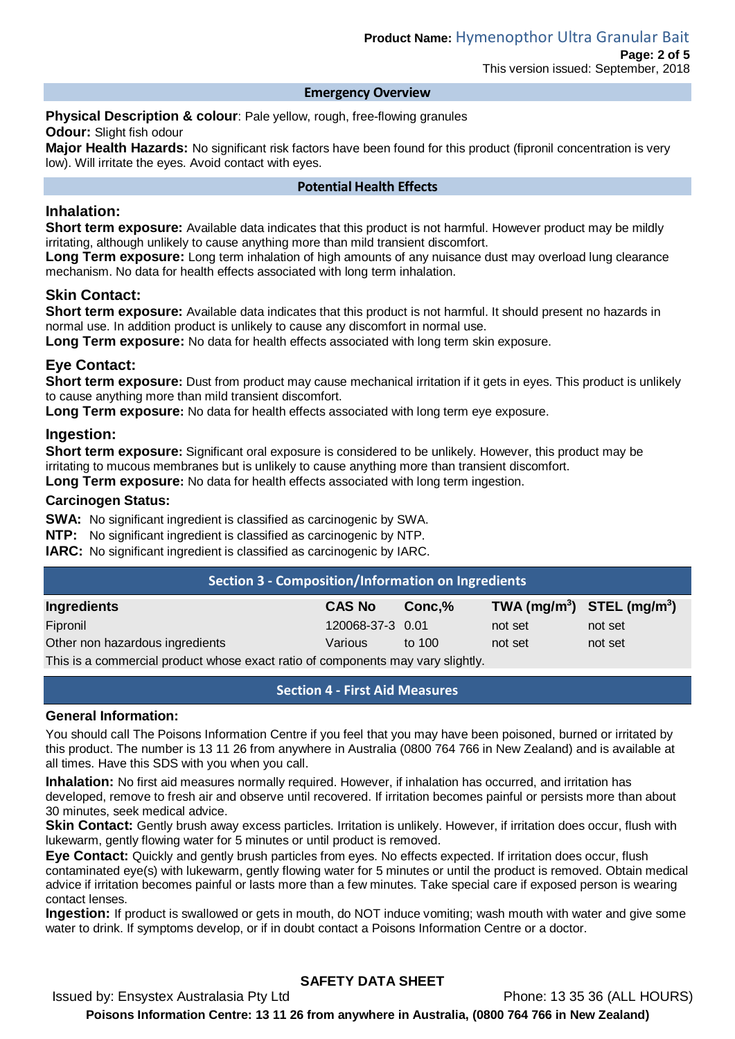## Emergency Overview

**Physical Description & colour**: Pale yellow, rough, free-flowing granules

**Odour:** Slight fish odour

**Major Health Hazards:** No significant risk factors have been found for this product (fipronil concentration is very low). Will irritate the eyes. Avoid contact with eyes.

## Potential Health Effects

### Inhalation:

**Short term exposure:** Available data indicates that this product is not harmful. However product may be mildly irritating, although unlikely to cause anything more than mild transient discomfort.

**Long Term exposure:** Long term inhalation of high amounts of any nuisance dust may overload lung clearance mechanism. No data for health effects associated with long term inhalation.

### Skin Contact:

**Short term exposure:** Available data indicates that this product is not harmful. It should present no hazards in normal use. In addition product is unlikely to cause any discomfort in normal use.

**Long Term exposure:** No data for health effects associated with long term skin exposure.

### Eye Contact:

**Short term exposure:** Dust from product may cause mechanical irritation if it gets in eyes. This product is unlikely to cause anything more than mild transient discomfort.

**Long Term exposure:** No data for health effects associated with long term eye exposure.

### Ingestion:

**Short term exposure:** Significant oral exposure is considered to be unlikely. However, this product may be irritating to mucous membranes but is unlikely to cause anything more than transient discomfort.

**Long Term exposure:** No data for health effects associated with long term ingestion.

### Carcinogen Status:

**SWA:** No significant ingredient is classified as carcinogenic by SWA.

**NTP:** No significant ingredient is classified as carcinogenic by NTP.

**IARC:** No significant ingredient is classified as carcinogenic by IARC.

## Section 3 - Composition/Information on Ingredients

| Ingredients | CAS No | Conc,% | TWA ($mg/m^3$) | STEL ($mg/m^3$) |
|---|---|---|---|---|
| Fipronil | 120068-37-3 | 0.01 | not set | not set |
| Other non hazardous ingredients | Various | to 100 | not set | not set |

This is a commercial product whose exact ratio of components may vary slightly.

## Section 4 - First Aid Measures

### General Information:

You should call The Poisons Information Centre if you feel that you may have been poisoned, burned or irritated by this product. The number is 13 11 26 from anywhere in Australia (0800 764 766 in New Zealand) and is available at all times. Have this SDS with you when you call.

**Inhalation:** No first aid measures normally required. However, if inhalation has occurred, and irritation has developed, remove to fresh air and observe until recovered. If irritation becomes painful or persists more than about 30 minutes, seek medical advice.

**Skin Contact:** Gently brush away excess particles. Irritation is unlikely. However, if irritation does occur, flush with lukewarm, gently flowing water for 5 minutes or until product is removed.

**Eye Contact:** Quickly and gently brush particles from eyes. No effects expected. If irritation does occur, flush contaminated eye(s) with lukewarm, gently flowing water for 5 minutes or until the product is removed. Obtain medical advice if irritation becomes painful or lasts more than a few minutes. Take special care if exposed person is wearing contact lenses.

**Ingestion:** If product is swallowed or gets in mouth, do NOT induce vomiting; wash mouth with water and give some water to drink. If symptoms develop, or if in doubt contact a Poisons Information Centre or a doctor.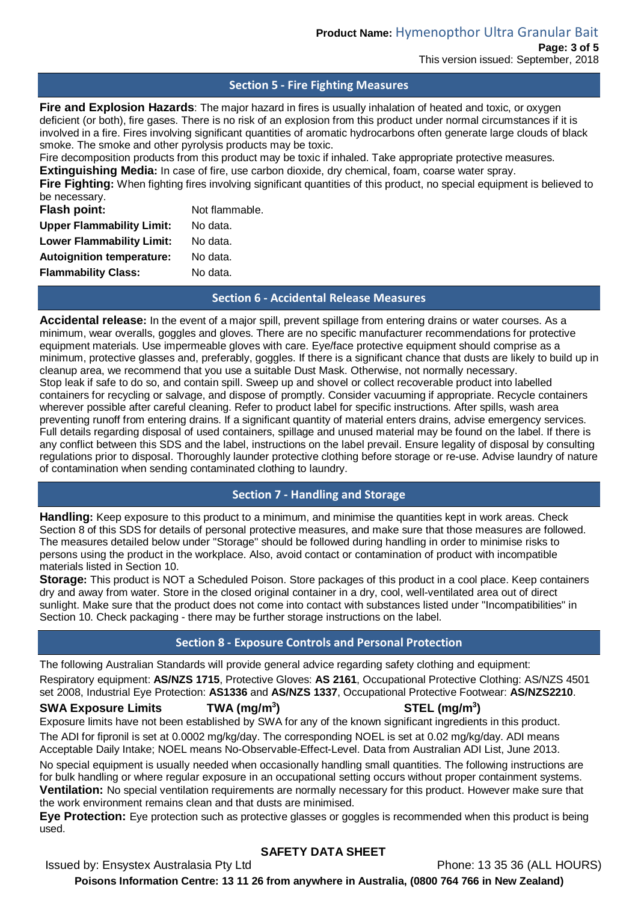## Section 5 - Fire Fighting Measures

**Fire and Explosion Hazards**: The major hazard in fires is usually inhalation of heated and toxic, or oxygen deficient (or both), fire gases. There is no risk of an explosion from this product under normal circumstances if it is involved in a fire. Fires involving significant quantities of aromatic hydrocarbons often generate large clouds of black smoke. The smoke and other pyrolysis products may be toxic.
Fire decomposition products from this product may be toxic if inhaled. Take appropriate protective measures.
**Extinguishing Media:** In case of fire, use carbon dioxide, dry chemical, foam, coarse water spray.
**Fire Fighting:** When fighting fires involving significant quantities of this product, no special equipment is believed to be necessary.

| | |
|---|---|
| **Flash point:** | Not flammable. |
| **Upper Flammability Limit:** | No data. |
| **Lower Flammability Limit:** | No data. |
| **Autoignition temperature:** | No data. |
| **Flammability Class:** | No data. |

## Section 6 - Accidental Release Measures

**Accidental release:** In the event of a major spill, prevent spillage from entering drains or water courses. As a minimum, wear overalls, goggles and gloves. There are no specific manufacturer recommendations for protective equipment materials. Use impermeable gloves with care. Eye/face protective equipment should comprise as a minimum, protective glasses and, preferably, goggles. If there is a significant chance that dusts are likely to build up in cleanup area, we recommend that you use a suitable Dust Mask. Otherwise, not normally necessary.
Stop leak if safe to do so, and contain spill. Sweep up and shovel or collect recoverable product into labelled containers for recycling or salvage, and dispose of promptly. Consider vacuuming if appropriate. Recycle containers wherever possible after careful cleaning. Refer to product label for specific instructions. After spills, wash area preventing runoff from entering drains. If a significant quantity of material enters drains, advise emergency services. Full details regarding disposal of used containers, spillage and unused material may be found on the label. If there is any conflict between this SDS and the label, instructions on the label prevail. Ensure legality of disposal by consulting regulations prior to disposal. Thoroughly launder protective clothing before storage or re-use. Advise laundry of nature of contamination when sending contaminated clothing to laundry.

## Section 7 - Handling and Storage

**Handling:** Keep exposure to this product to a minimum, and minimise the quantities kept in work areas. Check Section 8 of this SDS for details of personal protective measures, and make sure that those measures are followed. The measures detailed below under "Storage" should be followed during handling in order to minimise risks to persons using the product in the workplace. Also, avoid contact or contamination of product with incompatible materials listed in Section 10.
**Storage:** This product is NOT a Scheduled Poison. Store packages of this product in a cool place. Keep containers dry and away from water. Store in the closed original container in a dry, cool, well-ventilated area out of direct sunlight. Make sure that the product does not come into contact with substances listed under "Incompatibilities" in Section 10. Check packaging - there may be further storage instructions on the label.

## Section 8 - Exposure Controls and Personal Protection

The following Australian Standards will provide general advice regarding safety clothing and equipment:
Respiratory equipment: **AS/NZS 1715**, Protective Gloves: **AS 2161**, Occupational Protective Clothing: AS/NZS 4501 set 2008, Industrial Eye Protection: **AS1336** and **AS/NZS 1337**, Occupational Protective Footwear: **AS/NZS2210**.

| **SWA Exposure Limits** | **TWA (mg/m$^3$)** | **STEL (mg/m$^3$)** |
|---|---|---|

Exposure limits have not been established by SWA for any of the known significant ingredients in this product.

The ADI for fipronil is set at 0.0002 mg/kg/day. The corresponding NOEL is set at 0.02 mg/kg/day. ADI means Acceptable Daily Intake; NOEL means No-Observable-Effect-Level. Data from Australian ADI List, June 2013.

No special equipment is usually needed when occasionally handling small quantities. The following instructions are for bulk handling or where regular exposure in an occupational setting occurs without proper containment systems.
**Ventilation:** No special ventilation requirements are normally necessary for this product. However make sure that the work environment remains clean and that dusts are minimised.
**Eye Protection:** Eye protection such as protective glasses or goggles is recommended when this product is being used.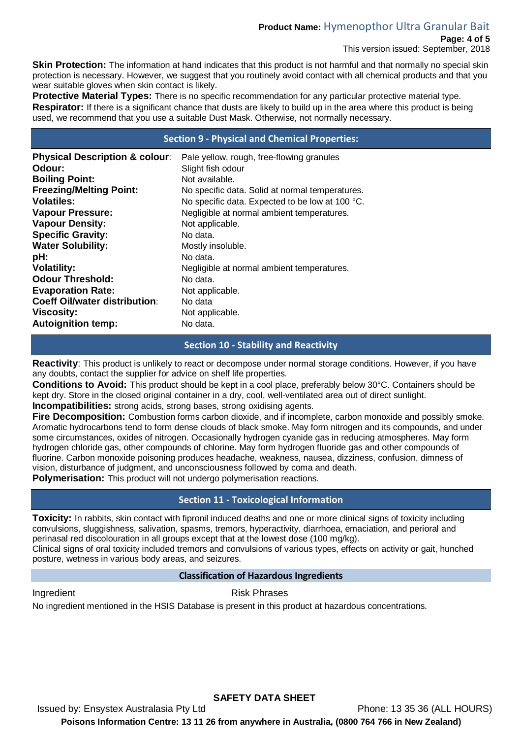**Skin Protection:** The information at hand indicates that this product is not harmful and that normally no special skin protection is necessary. However, we suggest that you routinely avoid contact with all chemical products and that you wear suitable gloves when skin contact is likely.

**Protective Material Types:** There is no specific recommendation for any particular protective material type.

**Respirator:** If there is a significant chance that dusts are likely to build up in the area where this product is being used, we recommend that you use a suitable Dust Mask. Otherwise, not normally necessary.

## Section 9 - Physical and Chemical Properties:

| | |
|---|---|
| **Physical Description & colour**: | Pale yellow, rough, free-flowing granules |
| **Odour:** | Slight fish odour |
| **Boiling Point:** | Not available. |
| **Freezing/Melting Point:** | No specific data. Solid at normal temperatures. |
| **Volatiles:** | No specific data. Expected to be low at 100 °C. |
| **Vapour Pressure:** | Negligible at normal ambient temperatures. |
| **Vapour Density:** | Not applicable. |
| **Specific Gravity:** | No data. |
| **Water Solubility:** | Mostly insoluble. |
| **pH:** | No data. |
| **Volatility:** | Negligible at normal ambient temperatures. |
| **Odour Threshold:** | No data. |
| **Evaporation Rate:** | Not applicable. |
| **Coeff Oil/water distribution**: | No data |
| **Viscosity:** | Not applicable. |
| **Autoignition temp:** | No data. |

## Section 10 - Stability and Reactivity

**Reactivity**: This product is unlikely to react or decompose under normal storage conditions. However, if you have any doubts, contact the supplier for advice on shelf life properties.

**Conditions to Avoid:** This product should be kept in a cool place, preferably below 30°C. Containers should be kept dry. Store in the closed original container in a dry, cool, well-ventilated area out of direct sunlight.

**Incompatibilities:** strong acids, strong bases, strong oxidising agents.

**Fire Decomposition:** Combustion forms carbon dioxide, and if incomplete, carbon monoxide and possibly smoke. Aromatic hydrocarbons tend to form dense clouds of black smoke. May form nitrogen and its compounds, and under some circumstances, oxides of nitrogen. Occasionally hydrogen cyanide gas in reducing atmospheres. May form hydrogen chloride gas, other compounds of chlorine. May form hydrogen fluoride gas and other compounds of fluorine. Carbon monoxide poisoning produces headache, weakness, nausea, dizziness, confusion, dimness of vision, disturbance of judgment, and unconsciousness followed by coma and death.

**Polymerisation:** This product will not undergo polymerisation reactions.

## Section 11 - Toxicological Information

**Toxicity:** In rabbits, skin contact with fipronil induced deaths and one or more clinical signs of toxicity including convulsions, sluggishness, salivation, spasms, tremors, hyperactivity, diarrhoea, emaciation, and perioral and perinasal red discolouration in all groups except that at the lowest dose (100 mg/kg).

Clinical signs of oral toxicity included tremors and convulsions of various types, effects on activity or gait, hunched posture, wetness in various body areas, and seizures.

### Classification of Hazardous Ingredients

| Ingredient | Risk Phrases |
|---|---|

No ingredient mentioned in the HSIS Database is present in this product at hazardous concentrations.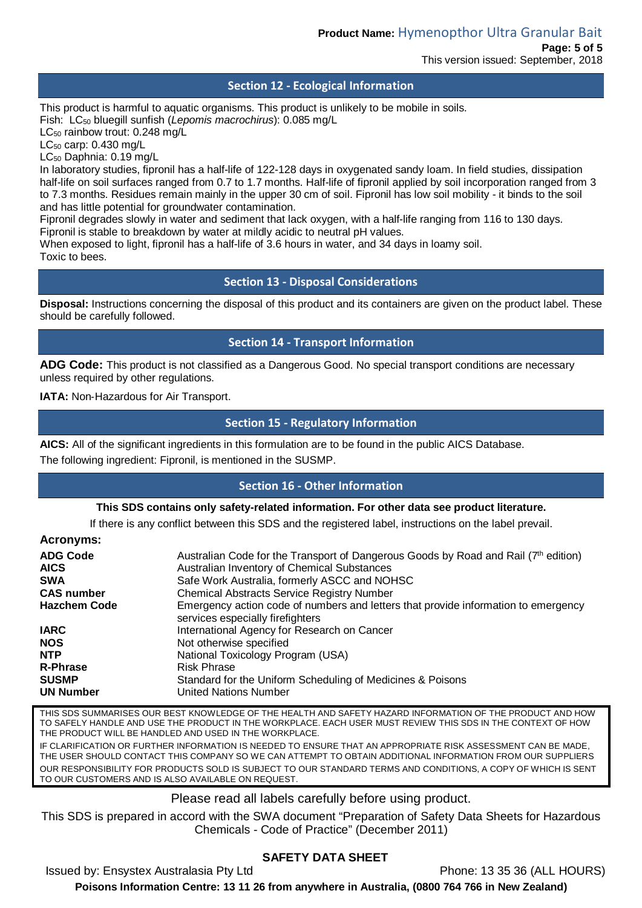## Section 12 - Ecological Information

This product is harmful to aquatic organisms. This product is unlikely to be mobile in soils.
Fish: $LC_{50}$ bluegill sunfish (*Lepomis macrochirus*): 0.085 mg/L
$LC_{50}$ rainbow trout: 0.248 mg/L
$LC_{50}$ carp: 0.430 mg/L
$LC_{50}$ Daphnia: 0.19 mg/L
In laboratory studies, fipronil has a half-life of 122-128 days in oxygenated sandy loam. In field studies, dissipation half-life on soil surfaces ranged from 0.7 to 1.7 months. Half-life of fipronil applied by soil incorporation ranged from 3 to 7.3 months. Residues remain mainly in the upper 30 cm of soil. Fipronil has low soil mobility - it binds to the soil and has little potential for groundwater contamination.
Fipronil degrades slowly in water and sediment that lack oxygen, with a half-life ranging from 116 to 130 days.
Fipronil is stable to breakdown by water at mildly acidic to neutral pH values.
When exposed to light, fipronil has a half-life of 3.6 hours in water, and 34 days in loamy soil.
Toxic to bees.

## Section 13 - Disposal Considerations

**Disposal:** Instructions concerning the disposal of this product and its containers are given on the product label. These should be carefully followed.

## Section 14 - Transport Information

**ADG Code:** This product is not classified as a Dangerous Good. No special transport conditions are necessary unless required by other regulations.

**IATA:** Non-Hazardous for Air Transport.

## Section 15 - Regulatory Information

**AICS:** All of the significant ingredients in this formulation are to be found in the public AICS Database.

The following ingredient: Fipronil, is mentioned in the SUSMP.

## Section 16 - Other Information

**This SDS contains only safety-related information. For other data see product literature.**

If there is any conflict between this SDS and the registered label, instructions on the label prevail.

### Acronyms:

| | |
|---|---|
| **ADG Code** | Australian Code for the Transport of Dangerous Goods by Road and Rail (7th edition) |
| **AICS** | Australian Inventory of Chemical Substances |
| **SWA** | Safe Work Australia, formerly ASCC and NOHSC |
| **CAS number** | Chemical Abstracts Service Registry Number |
| **Hazchem Code** | Emergency action code of numbers and letters that provide information to emergency services especially firefighters |
| **IARC** | International Agency for Research on Cancer |
| **NOS** | Not otherwise specified |
| **NTP** | National Toxicology Program (USA) |
| **R-Phrase** | Risk Phrase |
| **SUSMP** | Standard for the Uniform Scheduling of Medicines & Poisons |
| **UN Number** | United Nations Number |

THIS SDS SUMMARISES OUR BEST KNOWLEDGE OF THE HEALTH AND SAFETY HAZARD INFORMATION OF THE PRODUCT AND HOW TO SAFELY HANDLE AND USE THE PRODUCT IN THE WORKPLACE. EACH USER MUST REVIEW THIS SDS IN THE CONTEXT OF HOW THE PRODUCT WILL BE HANDLED AND USED IN THE WORKPLACE.

IF CLARIFICATION OR FURTHER INFORMATION IS NEEDED TO ENSURE THAT AN APPROPRIATE RISK ASSESSMENT CAN BE MADE, THE USER SHOULD CONTACT THIS COMPANY SO WE CAN ATTEMPT TO OBTAIN ADDITIONAL INFORMATION FROM OUR SUPPLIERS

OUR RESPONSIBILITY FOR PRODUCTS SOLD IS SUBJECT TO OUR STANDARD TERMS AND CONDITIONS, A COPY OF WHICH IS SENT TO OUR CUSTOMERS AND IS ALSO AVAILABLE ON REQUEST.

Please read all labels carefully before using product.

This SDS is prepared in accord with the SWA document "Preparation of Safety Data Sheets for Hazardous Chemicals - Code of Practice" (December 2011)